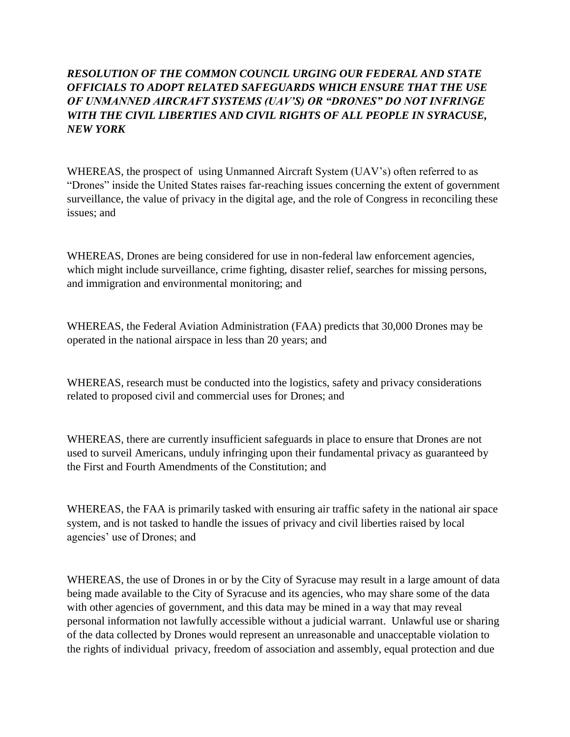***RESOLUTION OF THE COMMON COUNCIL URGING OUR FEDERAL AND STATE OFFICIALS TO ADOPT RELATED SAFEGUARDS WHICH ENSURE THAT THE USE OF UNMANNED AIRCRAFT SYSTEMS (UAV'S) OR "DRONES" DO NOT INFRINGE WITH THE CIVIL LIBERTIES AND CIVIL RIGHTS OF ALL PEOPLE IN SYRACUSE, NEW YORK***

WHEREAS, the prospect of using Unmanned Aircraft System (UAV's) often referred to as "Drones" inside the United States raises far-reaching issues concerning the extent of government surveillance, the value of privacy in the digital age, and the role of Congress in reconciling these issues; and

WHEREAS, Drones are being considered for use in non-federal law enforcement agencies, which might include surveillance, crime fighting, disaster relief, searches for missing persons, and immigration and environmental monitoring; and

WHEREAS, the Federal Aviation Administration (FAA) predicts that 30,000 Drones may be operated in the national airspace in less than 20 years; and

WHEREAS, research must be conducted into the logistics, safety and privacy considerations related to proposed civil and commercial uses for Drones; and

WHEREAS, there are currently insufficient safeguards in place to ensure that Drones are not used to surveil Americans, unduly infringing upon their fundamental privacy as guaranteed by the First and Fourth Amendments of the Constitution; and

WHEREAS, the FAA is primarily tasked with ensuring air traffic safety in the national air space system, and is not tasked to handle the issues of privacy and civil liberties raised by local agencies' use of Drones; and

WHEREAS, the use of Drones in or by the City of Syracuse may result in a large amount of data being made available to the City of Syracuse and its agencies, who may share some of the data with other agencies of government, and this data may be mined in a way that may reveal personal information not lawfully accessible without a judicial warrant. Unlawful use or sharing of the data collected by Drones would represent an unreasonable and unacceptable violation to the rights of individual privacy, freedom of association and assembly, equal protection and due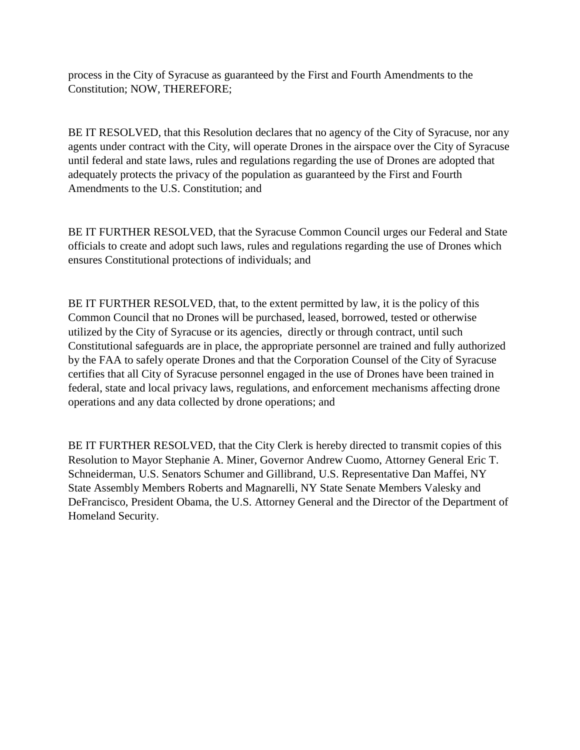process in the City of Syracuse as guaranteed by the First and Fourth Amendments to the Constitution; NOW, THEREFORE;

BE IT RESOLVED, that this Resolution declares that no agency of the City of Syracuse, nor any agents under contract with the City, will operate Drones in the airspace over the City of Syracuse until federal and state laws, rules and regulations regarding the use of Drones are adopted that adequately protects the privacy of the population as guaranteed by the First and Fourth Amendments to the U.S. Constitution; and

BE IT FURTHER RESOLVED, that the Syracuse Common Council urges our Federal and State officials to create and adopt such laws, rules and regulations regarding the use of Drones which ensures Constitutional protections of individuals; and

BE IT FURTHER RESOLVED, that, to the extent permitted by law, it is the policy of this Common Council that no Drones will be purchased, leased, borrowed, tested or otherwise utilized by the City of Syracuse or its agencies, directly or through contract, until such Constitutional safeguards are in place, the appropriate personnel are trained and fully authorized by the FAA to safely operate Drones and that the Corporation Counsel of the City of Syracuse certifies that all City of Syracuse personnel engaged in the use of Drones have been trained in federal, state and local privacy laws, regulations, and enforcement mechanisms affecting drone operations and any data collected by drone operations; and

BE IT FURTHER RESOLVED, that the City Clerk is hereby directed to transmit copies of this Resolution to Mayor Stephanie A. Miner, Governor Andrew Cuomo, Attorney General Eric T. Schneiderman, U.S. Senators Schumer and Gillibrand, U.S. Representative Dan Maffei, NY State Assembly Members Roberts and Magnarelli, NY State Senate Members Valesky and DeFrancisco, President Obama, the U.S. Attorney General and the Director of the Department of Homeland Security.